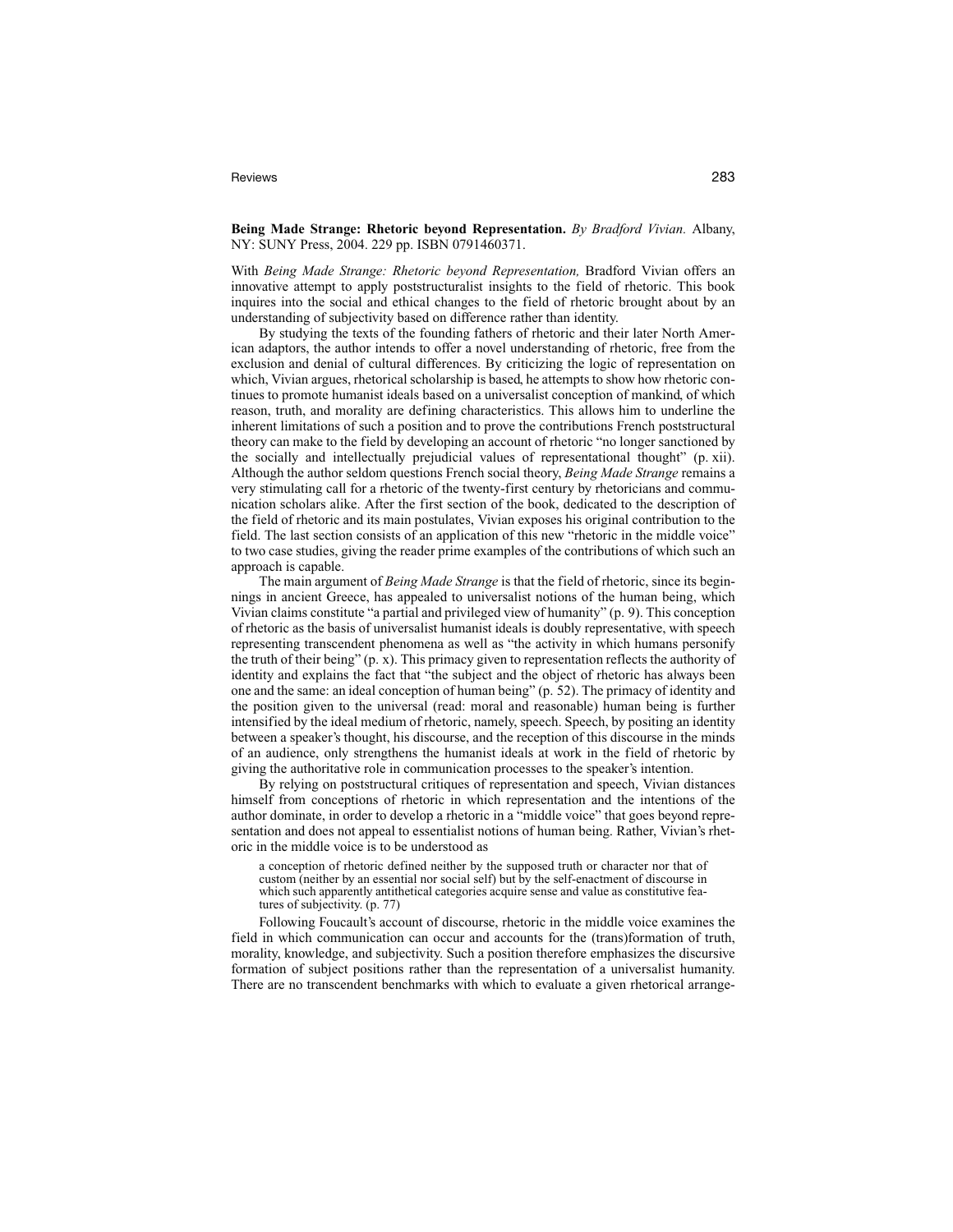**Being Made Strange: Rhetoric beyond Representation.** *By Bradford Vivian.* Albany, NY: SUNY Press, 2004. 229 pp. ISBN 0791460371.

With *Being Made Strange: Rhetoric beyond Representation,* Bradford Vivian offers an innovative attempt to apply poststructuralist insights to the field of rhetoric. This book inquires into the social and ethical changes to the field of rhetoric brought about by an understanding of subjectivity based on difference rather than identity.

By studying the texts of the founding fathers of rhetoric and their later North American adaptors, the author intends to offer a novel understanding of rhetoric, free from the exclusion and denial of cultural differences. By criticizing the logic of representation on which, Vivian argues, rhetorical scholarship is based, he attempts to show how rhetoric continues to promote humanist ideals based on a universalist conception of mankind, of which reason, truth, and morality are defining characteristics. This allows him to underline the inherent limitations of such a position and to prove the contributions French poststructural theory can make to the field by developing an account of rhetoric "no longer sanctioned by the socially and intellectually prejudicial values of representational thought" (p. xii). Although the author seldom questions French social theory, *Being Made Strange* remains a very stimulating call for a rhetoric of the twenty-first century by rhetoricians and communication scholars alike. After the first section of the book, dedicated to the description of the field of rhetoric and its main postulates, Vivian exposes his original contribution to the field. The last section consists of an application of this new "rhetoric in the middle voice" to two case studies, giving the reader prime examples of the contributions of which such an approach is capable.

The main argument of *Being Made Strange* is that the field of rhetoric, since its beginnings in ancient Greece, has appealed to universalist notions of the human being, which Vivian claims constitute "a partial and privileged view of humanity" (p. 9). This conception of rhetoric as the basis of universalist humanist ideals is doubly representative, with speech representing transcendent phenomena as well as "the activity in which humans personify the truth of their being" (p. x). This primacy given to representation reflects the authority of identity and explains the fact that "the subject and the object of rhetoric has always been one and the same: an ideal conception of human being" (p. 52). The primacy of identity and the position given to the universal (read: moral and reasonable) human being is further intensified by the ideal medium of rhetoric, namely, speech. Speech, by positing an identity between a speaker's thought, his discourse, and the reception of this discourse in the minds of an audience, only strengthens the humanist ideals at work in the field of rhetoric by giving the authoritative role in communication processes to the speaker's intention.

By relying on poststructural critiques of representation and speech, Vivian distances himself from conceptions of rhetoric in which representation and the intentions of the author dominate, in order to develop a rhetoric in a "middle voice" that goes beyond representation and does not appeal to essentialist notions of human being. Rather, Vivian's rhetoric in the middle voice is to be understood as

> a conception of rhetoric defined neither by the supposed truth or character nor that of custom (neither by an essential nor social self) but by the self-enactment of discourse in which such apparently antithetical categories acquire sense and value as constitutive features of subjectivity. (p. 77)

Following Foucault's account of discourse, rhetoric in the middle voice examines the field in which communication can occur and accounts for the (trans)formation of truth, morality, knowledge, and subjectivity. Such a position therefore emphasizes the discursive formation of subject positions rather than the representation of a universalist humanity. There are no transcendent benchmarks with which to evaluate a given rhetorical arrange-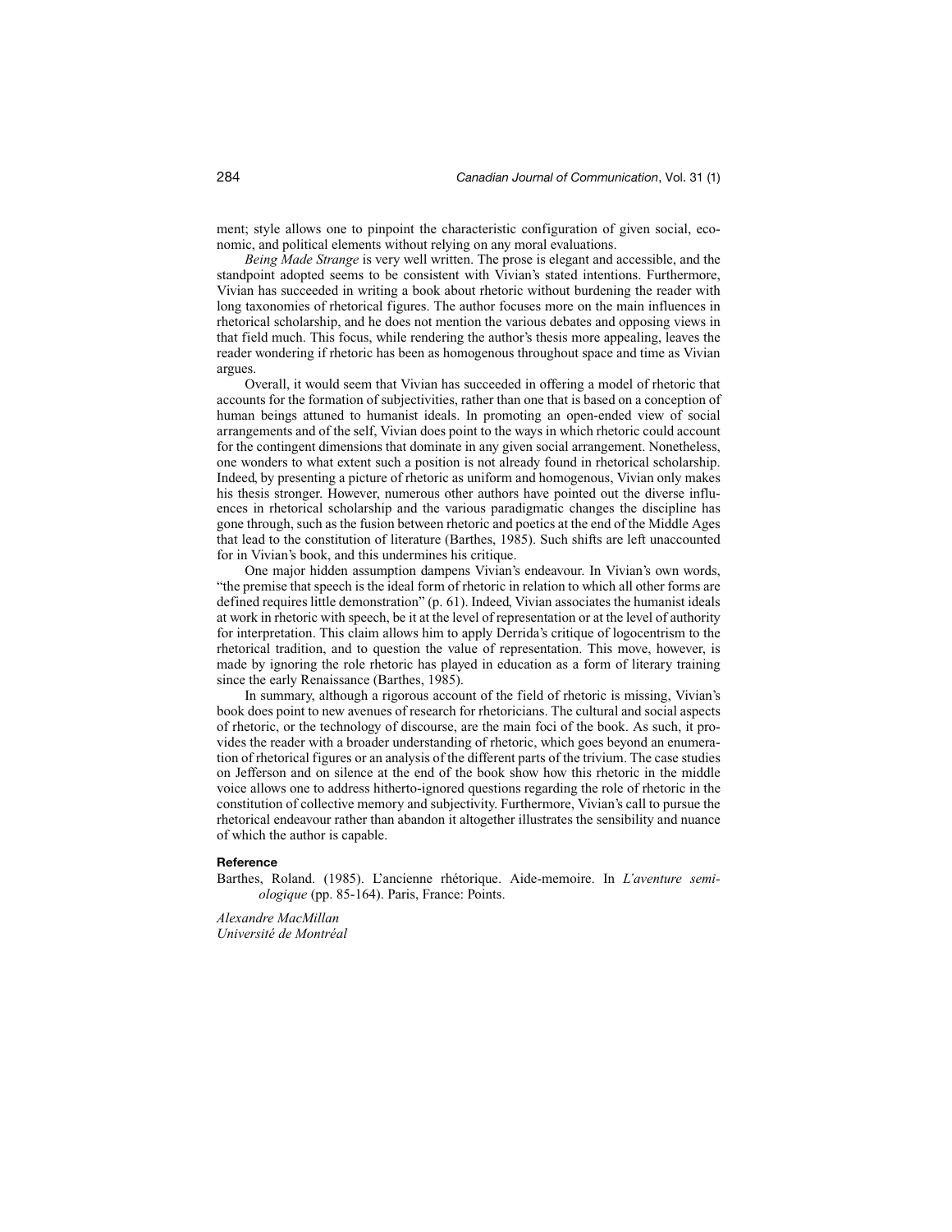ment; style allows one to pinpoint the characteristic configuration of given social, economic, and political elements without relying on any moral evaluations.

*Being Made Strange* is very well written. The prose is elegant and accessible, and the standpoint adopted seems to be consistent with Vivian's stated intentions. Furthermore, Vivian has succeeded in writing a book about rhetoric without burdening the reader with long taxonomies of rhetorical figures. The author focuses more on the main influences in rhetorical scholarship, and he does not mention the various debates and opposing views in that field much. This focus, while rendering the author's thesis more appealing, leaves the reader wondering if rhetoric has been as homogenous throughout space and time as Vivian argues.

Overall, it would seem that Vivian has succeeded in offering a model of rhetoric that accounts for the formation of subjectivities, rather than one that is based on a conception of human beings attuned to humanist ideals. In promoting an open-ended view of social arrangements and of the self, Vivian does point to the ways in which rhetoric could account for the contingent dimensions that dominate in any given social arrangement. Nonetheless, one wonders to what extent such a position is not already found in rhetorical scholarship. Indeed, by presenting a picture of rhetoric as uniform and homogenous, Vivian only makes his thesis stronger. However, numerous other authors have pointed out the diverse influences in rhetorical scholarship and the various paradigmatic changes the discipline has gone through, such as the fusion between rhetoric and poetics at the end of the Middle Ages that lead to the constitution of literature (Barthes, 1985). Such shifts are left unaccounted for in Vivian's book, and this undermines his critique.

One major hidden assumption dampens Vivian's endeavour. In Vivian's own words, "the premise that speech is the ideal form of rhetoric in relation to which all other forms are defined requires little demonstration" (p. 61). Indeed, Vivian associates the humanist ideals at work in rhetoric with speech, be it at the level of representation or at the level of authority for interpretation. This claim allows him to apply Derrida's critique of logocentrism to the rhetorical tradition, and to question the value of representation. This move, however, is made by ignoring the role rhetoric has played in education as a form of literary training since the early Renaissance (Barthes, 1985).

In summary, although a rigorous account of the field of rhetoric is missing, Vivian's book does point to new avenues of research for rhetoricians. The cultural and social aspects of rhetoric, or the technology of discourse, are the main foci of the book. As such, it provides the reader with a broader understanding of rhetoric, which goes beyond an enumeration of rhetorical figures or an analysis of the different parts of the trivium. The case studies on Jefferson and on silence at the end of the book show how this rhetoric in the middle voice allows one to address hitherto-ignored questions regarding the role of rhetoric in the constitution of collective memory and subjectivity. Furthermore, Vivian's call to pursue the rhetorical endeavour rather than abandon it altogether illustrates the sensibility and nuance of which the author is capable.

### Reference

Barthes, Roland. (1985). L'ancienne rhétorique. Aide-memoire. In *L'aventure semiologique* (pp. 85-164). Paris, France: Points.

*Alexandre MacMillan*
*Université de Montréal*